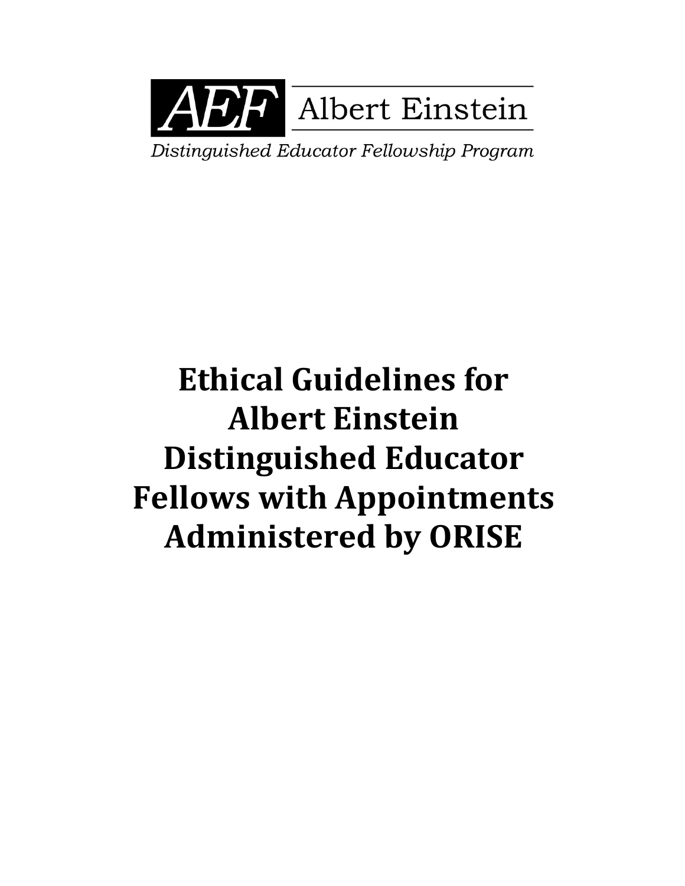AEF Albert Einstein

*Distinguished Educator Fellowship Program*

# Ethical Guidelines for Albert Einstein Distinguished Educator Fellows with Appointments Administered by ORISE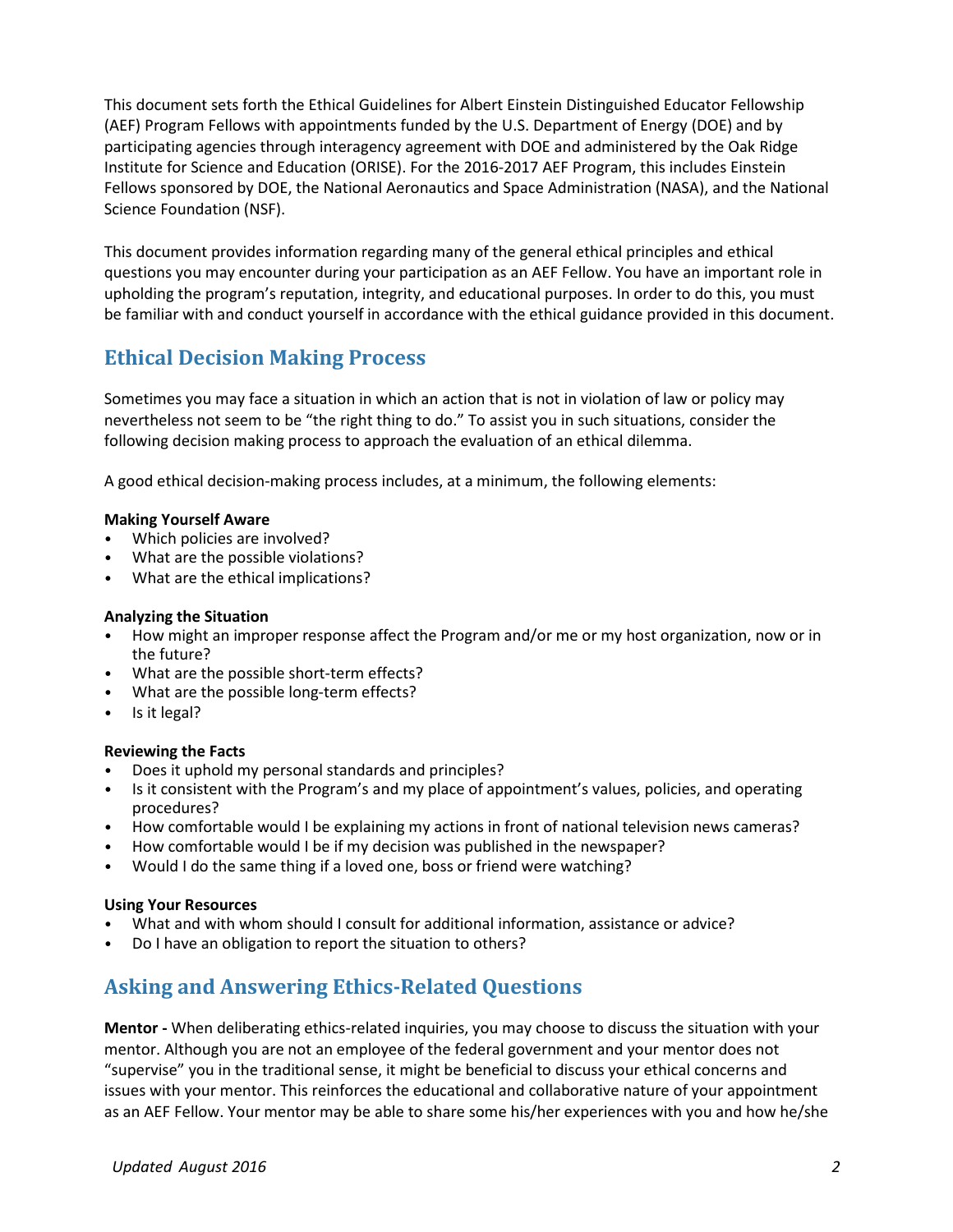This document sets forth the Ethical Guidelines for Albert Einstein Distinguished Educator Fellowship (AEF) Program Fellows with appointments funded by the U.S. Department of Energy (DOE) and by participating agencies through interagency agreement with DOE and administered by the Oak Ridge Institute for Science and Education (ORISE). For the 2016-2017 AEF Program, this includes Einstein Fellows sponsored by DOE, the National Aeronautics and Space Administration (NASA), and the National Science Foundation (NSF).

This document provides information regarding many of the general ethical principles and ethical questions you may encounter during your participation as an AEF Fellow. You have an important role in upholding the program's reputation, integrity, and educational purposes. In order to do this, you must be familiar with and conduct yourself in accordance with the ethical guidance provided in this document.

## Ethical Decision Making Process

Sometimes you may face a situation in which an action that is not in violation of law or policy may nevertheless not seem to be "the right thing to do." To assist you in such situations, consider the following decision making process to approach the evaluation of an ethical dilemma.

A good ethical decision-making process includes, at a minimum, the following elements:

**Making Yourself Aware**

- Which policies are involved?
- What are the possible violations?
- What are the ethical implications?

**Analyzing the Situation**

- How might an improper response affect the Program and/or me or my host organization, now or in the future?
- What are the possible short-term effects?
- What are the possible long-term effects?
- Is it legal?

**Reviewing the Facts**

- Does it uphold my personal standards and principles?
- Is it consistent with the Program's and my place of appointment's values, policies, and operating procedures?
- How comfortable would I be explaining my actions in front of national television news cameras?
- How comfortable would I be if my decision was published in the newspaper?
- Would I do the same thing if a loved one, boss or friend were watching?

**Using Your Resources**

- What and with whom should I consult for additional information, assistance or advice?
- Do I have an obligation to report the situation to others?

## Asking and Answering Ethics-Related Questions

**Mentor -** When deliberating ethics-related inquiries, you may choose to discuss the situation with your mentor. Although you are not an employee of the federal government and your mentor does not "supervise" you in the traditional sense, it might be beneficial to discuss your ethical concerns and issues with your mentor. This reinforces the educational and collaborative nature of your appointment as an AEF Fellow. Your mentor may be able to share some his/her experiences with you and how he/she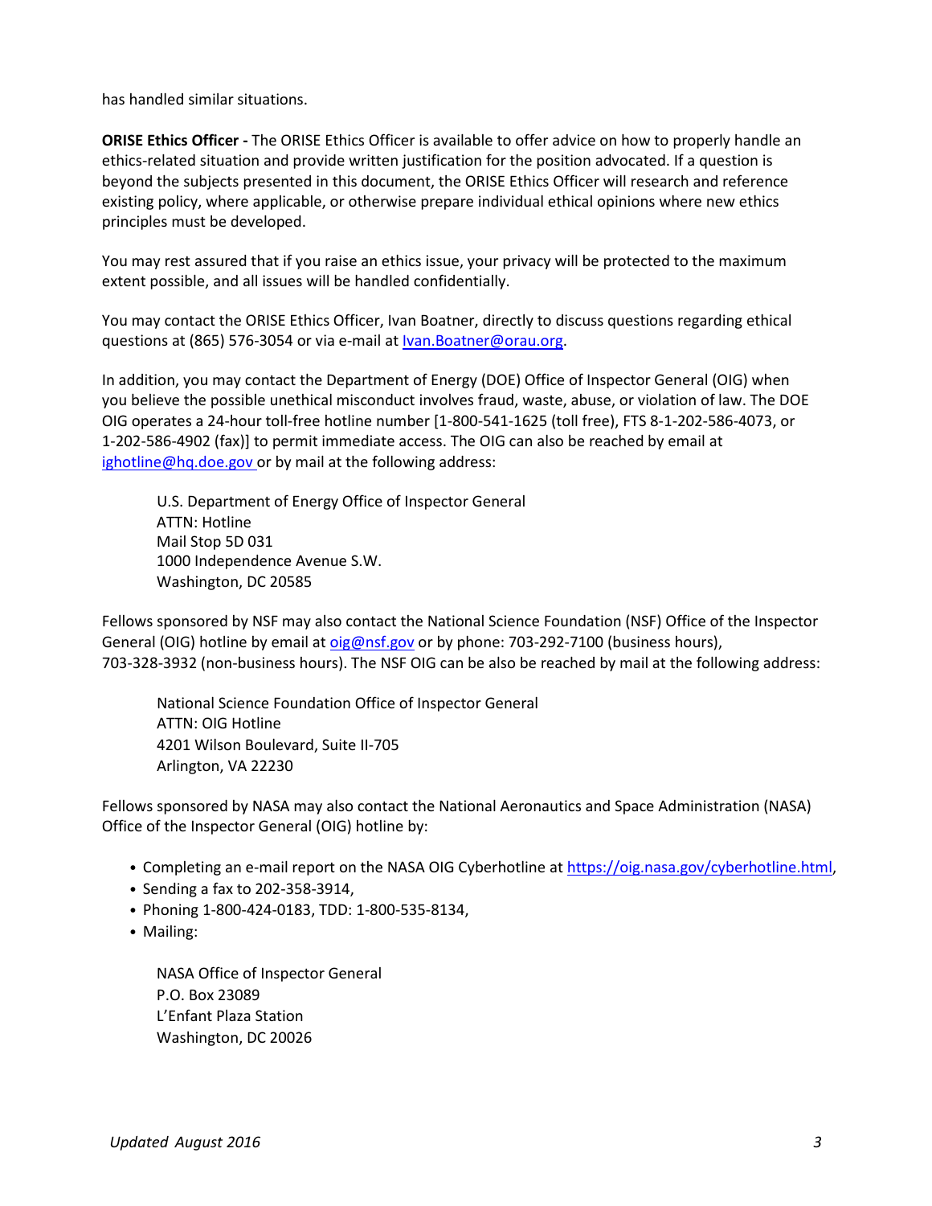has handled similar situations.

**ORISE Ethics Officer -** The ORISE Ethics Officer is available to offer advice on how to properly handle an ethics-related situation and provide written justification for the position advocated. If a question is beyond the subjects presented in this document, the ORISE Ethics Officer will research and reference existing policy, where applicable, or otherwise prepare individual ethical opinions where new ethics principles must be developed.

You may rest assured that if you raise an ethics issue, your privacy will be protected to the maximum extent possible, and all issues will be handled confidentially.

You may contact the ORISE Ethics Officer, Ivan Boatner, directly to discuss questions regarding ethical questions at (865) 576-3054 or via e-mail at Ivan.Boatner@orau.org.

In addition, you may contact the Department of Energy (DOE) Office of Inspector General (OIG) when you believe the possible unethical misconduct involves fraud, waste, abuse, or violation of law. The DOE OIG operates a 24-hour toll-free hotline number [1-800-541-1625 (toll free), FTS 8-1-202-586-4073, or 1-202-586-4902 (fax)] to permit immediate access. The OIG can also be reached by email at ighotline@hq.doe.gov or by mail at the following address:

> U.S. Department of Energy Office of Inspector General
> ATTN: Hotline
> Mail Stop 5D 031
> 1000 Independence Avenue S.W.
> Washington, DC 20585

Fellows sponsored by NSF may also contact the National Science Foundation (NSF) Office of the Inspector General (OIG) hotline by email at oig@nsf.gov or by phone: 703-292-7100 (business hours), 703-328-3932 (non-business hours). The NSF OIG can be also be reached by mail at the following address:

> National Science Foundation Office of Inspector General
> ATTN: OIG Hotline
> 4201 Wilson Boulevard, Suite II-705
> Arlington, VA 22230

Fellows sponsored by NASA may also contact the National Aeronautics and Space Administration (NASA) Office of the Inspector General (OIG) hotline by:

- Completing an e-mail report on the NASA OIG Cyberhotline at https://oig.nasa.gov/cyberhotline.html,
- Sending a fax to 202-358-3914,
- Phoning 1-800-424-0183, TDD: 1-800-535-8134,
- Mailing:

> NASA Office of Inspector General
> P.O. Box 23089
> L'Enfant Plaza Station
> Washington, DC 20026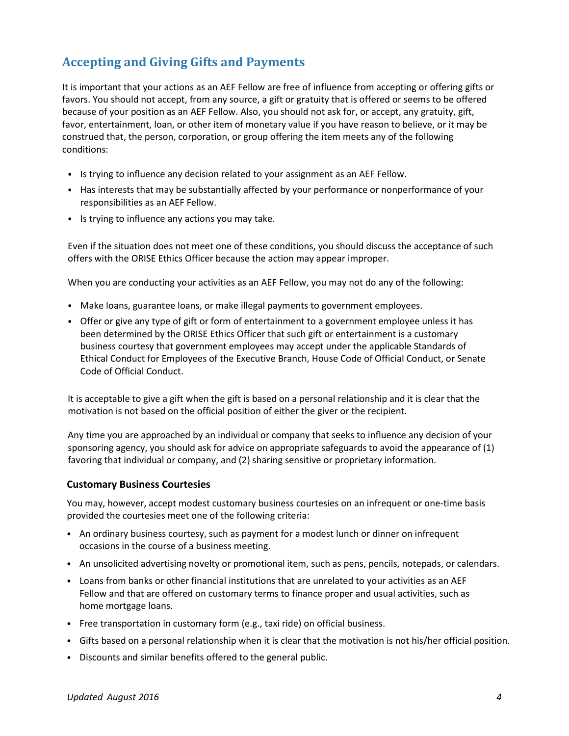## Accepting and Giving Gifts and Payments

It is important that your actions as an AEF Fellow are free of influence from accepting or offering gifts or favors. You should not accept, from any source, a gift or gratuity that is offered or seems to be offered because of your position as an AEF Fellow. Also, you should not ask for, or accept, any gratuity, gift, favor, entertainment, loan, or other item of monetary value if you have reason to believe, or it may be construed that, the person, corporation, or group offering the item meets any of the following conditions:

- Is trying to influence any decision related to your assignment as an AEF Fellow.
- Has interests that may be substantially affected by your performance or nonperformance of your responsibilities as an AEF Fellow.
- Is trying to influence any actions you may take.

Even if the situation does not meet one of these conditions, you should discuss the acceptance of such offers with the ORISE Ethics Officer because the action may appear improper.

When you are conducting your activities as an AEF Fellow, you may not do any of the following:

- Make loans, guarantee loans, or make illegal payments to government employees.
- Offer or give any type of gift or form of entertainment to a government employee unless it has been determined by the ORISE Ethics Officer that such gift or entertainment is a customary business courtesy that government employees may accept under the applicable Standards of Ethical Conduct for Employees of the Executive Branch, House Code of Official Conduct, or Senate Code of Official Conduct.

It is acceptable to give a gift when the gift is based on a personal relationship and it is clear that the motivation is not based on the official position of either the giver or the recipient.

Any time you are approached by an individual or company that seeks to influence any decision of your sponsoring agency, you should ask for advice on appropriate safeguards to avoid the appearance of (1) favoring that individual or company, and (2) sharing sensitive or proprietary information.

### Customary Business Courtesies

You may, however, accept modest customary business courtesies on an infrequent or one-time basis provided the courtesies meet one of the following criteria:

- An ordinary business courtesy, such as payment for a modest lunch or dinner on infrequent occasions in the course of a business meeting.
- An unsolicited advertising novelty or promotional item, such as pens, pencils, notepads, or calendars.
- Loans from banks or other financial institutions that are unrelated to your activities as an AEF Fellow and that are offered on customary terms to finance proper and usual activities, such as home mortgage loans.
- Free transportation in customary form (e.g., taxi ride) on official business.
- Gifts based on a personal relationship when it is clear that the motivation is not his/her official position.
- Discounts and similar benefits offered to the general public.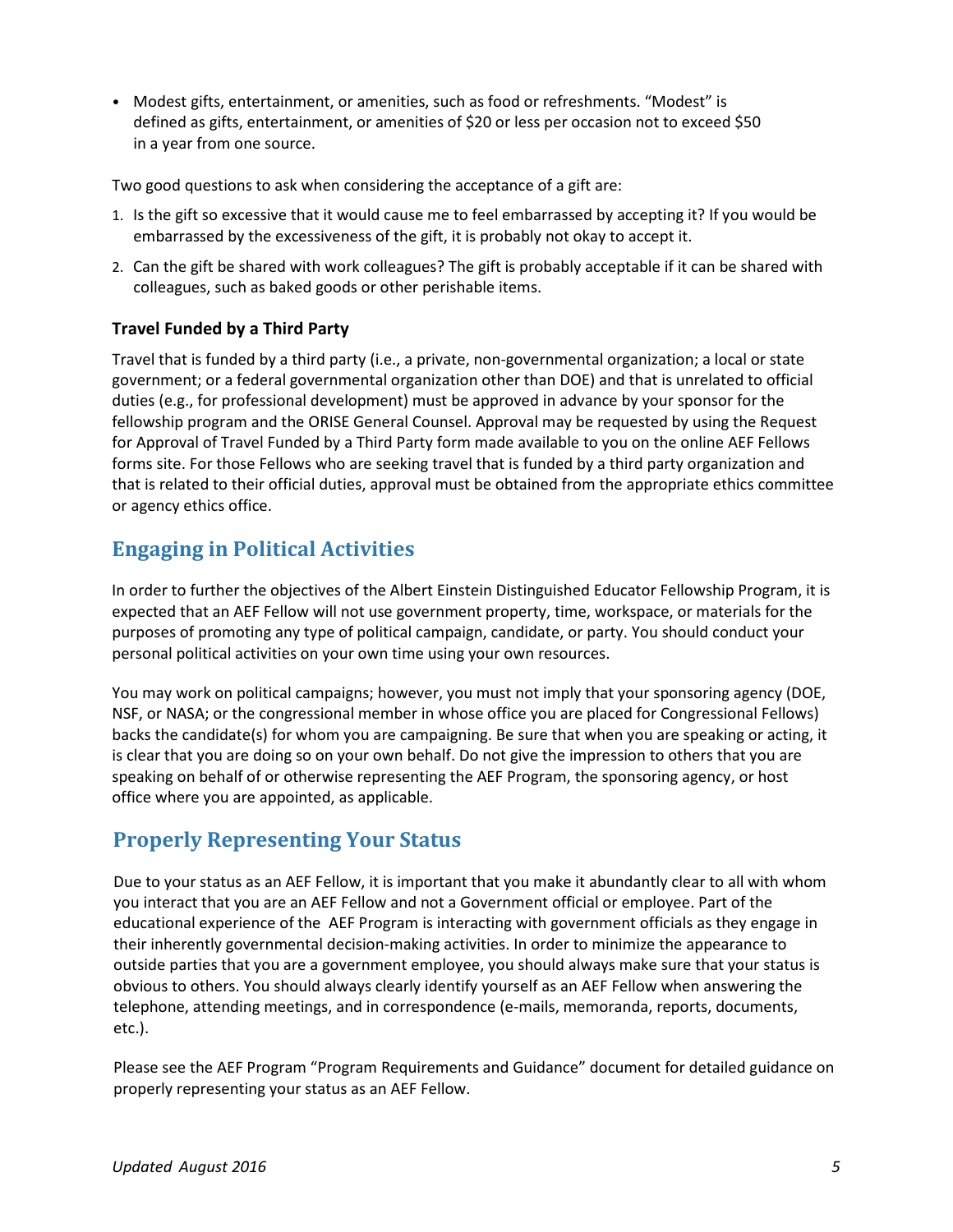- Modest gifts, entertainment, or amenities, such as food or refreshments. “Modest” is defined as gifts, entertainment, or amenities of $20 or less per occasion not to exceed $50 in a year from one source.

Two good questions to ask when considering the acceptance of a gift are:

1. Is the gift so excessive that it would cause me to feel embarrassed by accepting it? If you would be embarrassed by the excessiveness of the gift, it is probably not okay to accept it.
2. Can the gift be shared with work colleagues? The gift is probably acceptable if it can be shared with colleagues, such as baked goods or other perishable items.

### Travel Funded by a Third Party

Travel that is funded by a third party (i.e., a private, non-governmental organization; a local or state government; or a federal governmental organization other than DOE) and that is unrelated to official duties (e.g., for professional development) must be approved in advance by your sponsor for the fellowship program and the ORISE General Counsel. Approval may be requested by using the Request for Approval of Travel Funded by a Third Party form made available to you on the online AEF Fellows forms site. For those Fellows who are seeking travel that is funded by a third party organization and that is related to their official duties, approval must be obtained from the appropriate ethics committee or agency ethics office.

## Engaging in Political Activities

In order to further the objectives of the Albert Einstein Distinguished Educator Fellowship Program, it is expected that an AEF Fellow will not use government property, time, workspace, or materials for the purposes of promoting any type of political campaign, candidate, or party. You should conduct your personal political activities on your own time using your own resources.

You may work on political campaigns; however, you must not imply that your sponsoring agency (DOE, NSF, or NASA; or the congressional member in whose office you are placed for Congressional Fellows) backs the candidate(s) for whom you are campaigning. Be sure that when you are speaking or acting, it is clear that you are doing so on your own behalf. Do not give the impression to others that you are speaking on behalf of or otherwise representing the AEF Program, the sponsoring agency, or host office where you are appointed, as applicable.

## Properly Representing Your Status

Due to your status as an AEF Fellow, it is important that you make it abundantly clear to all with whom you interact that you are an AEF Fellow and not a Government official or employee. Part of the educational experience of the AEF Program is interacting with government officials as they engage in their inherently governmental decision-making activities. In order to minimize the appearance to outside parties that you are a government employee, you should always make sure that your status is obvious to others. You should always clearly identify yourself as an AEF Fellow when answering the telephone, attending meetings, and in correspondence (e-mails, memoranda, reports, documents, etc.).

Please see the AEF Program “Program Requirements and Guidance” document for detailed guidance on properly representing your status as an AEF Fellow.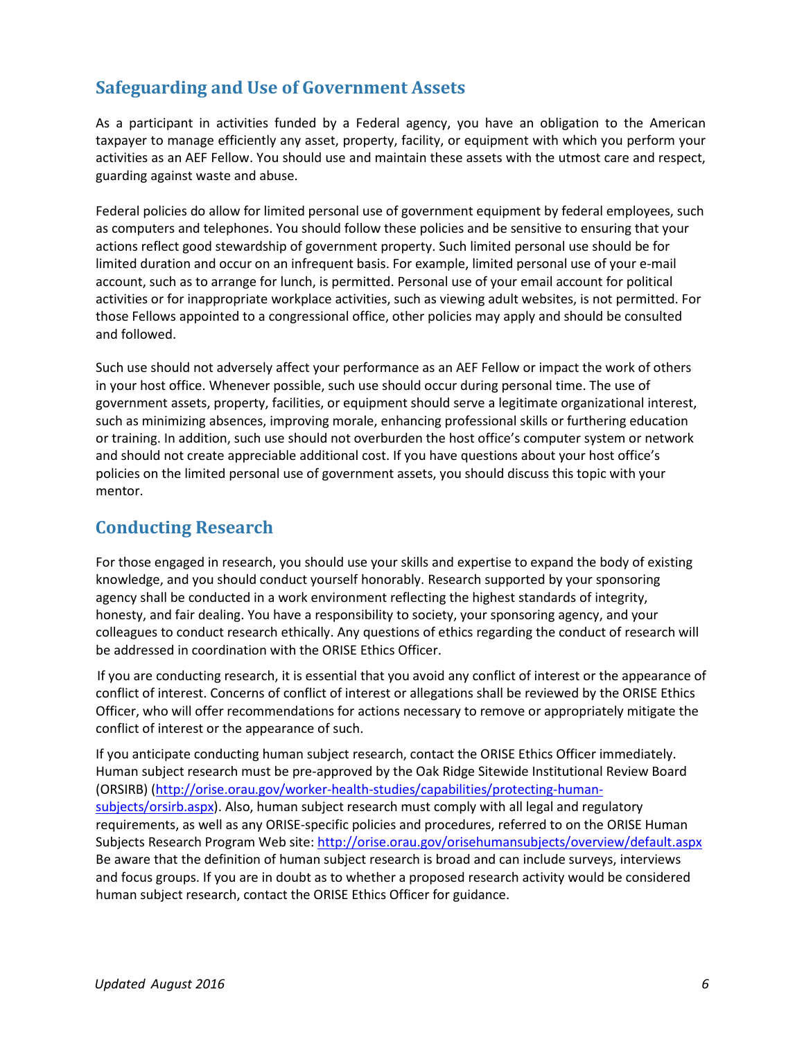## Safeguarding and Use of Government Assets

As a participant in activities funded by a Federal agency, you have an obligation to the American taxpayer to manage efficiently any asset, property, facility, or equipment with which you perform your activities as an AEF Fellow. You should use and maintain these assets with the utmost care and respect, guarding against waste and abuse.

Federal policies do allow for limited personal use of government equipment by federal employees, such as computers and telephones. You should follow these policies and be sensitive to ensuring that your actions reflect good stewardship of government property. Such limited personal use should be for limited duration and occur on an infrequent basis. For example, limited personal use of your e-mail account, such as to arrange for lunch, is permitted. Personal use of your email account for political activities or for inappropriate workplace activities, such as viewing adult websites, is not permitted. For those Fellows appointed to a congressional office, other policies may apply and should be consulted and followed.

Such use should not adversely affect your performance as an AEF Fellow or impact the work of others in your host office. Whenever possible, such use should occur during personal time. The use of government assets, property, facilities, or equipment should serve a legitimate organizational interest, such as minimizing absences, improving morale, enhancing professional skills or furthering education or training. In addition, such use should not overburden the host office's computer system or network and should not create appreciable additional cost. If you have questions about your host office's policies on the limited personal use of government assets, you should discuss this topic with your mentor.

## Conducting Research

For those engaged in research, you should use your skills and expertise to expand the body of existing knowledge, and you should conduct yourself honorably. Research supported by your sponsoring agency shall be conducted in a work environment reflecting the highest standards of integrity, honesty, and fair dealing. You have a responsibility to society, your sponsoring agency, and your colleagues to conduct research ethically. Any questions of ethics regarding the conduct of research will be addressed in coordination with the ORISE Ethics Officer.

If you are conducting research, it is essential that you avoid any conflict of interest or the appearance of conflict of interest. Concerns of conflict of interest or allegations shall be reviewed by the ORISE Ethics Officer, who will offer recommendations for actions necessary to remove or appropriately mitigate the conflict of interest or the appearance of such.

If you anticipate conducting human subject research, contact the ORISE Ethics Officer immediately. Human subject research must be pre-approved by the Oak Ridge Sitewide Institutional Review Board (ORSIRB) (http://orise.orau.gov/worker-health-studies/capabilities/protecting-human-subjects/orsirb.aspx). Also, human subject research must comply with all legal and regulatory requirements, as well as any ORISE-specific policies and procedures, referred to on the ORISE Human Subjects Research Program Web site: http://orise.orau.gov/orisehumansubjects/overview/default.aspx Be aware that the definition of human subject research is broad and can include surveys, interviews and focus groups. If you are in doubt as to whether a proposed research activity would be considered human subject research, contact the ORISE Ethics Officer for guidance.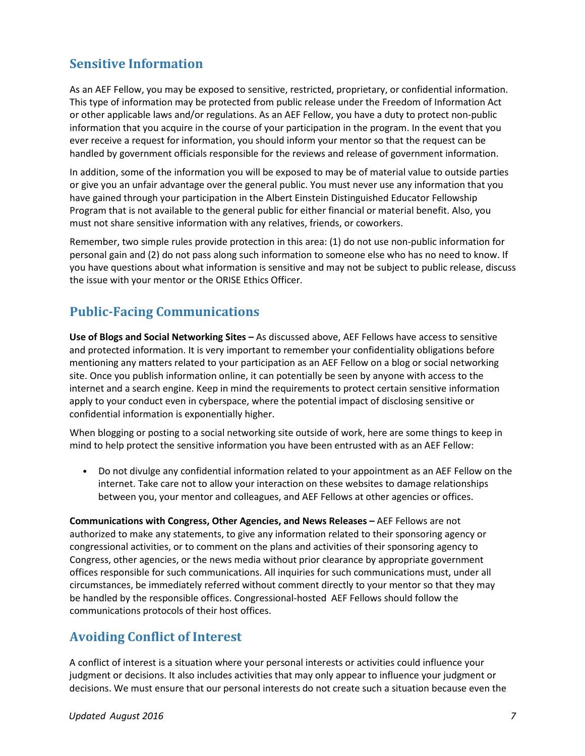## Sensitive Information

As an AEF Fellow, you may be exposed to sensitive, restricted, proprietary, or confidential information. This type of information may be protected from public release under the Freedom of Information Act or other applicable laws and/or regulations. As an AEF Fellow, you have a duty to protect non-public information that you acquire in the course of your participation in the program. In the event that you ever receive a request for information, you should inform your mentor so that the request can be handled by government officials responsible for the reviews and release of government information.

In addition, some of the information you will be exposed to may be of material value to outside parties or give you an unfair advantage over the general public. You must never use any information that you have gained through your participation in the Albert Einstein Distinguished Educator Fellowship Program that is not available to the general public for either financial or material benefit. Also, you must not share sensitive information with any relatives, friends, or coworkers.

Remember, two simple rules provide protection in this area: (1) do not use non-public information for personal gain and (2) do not pass along such information to someone else who has no need to know. If you have questions about what information is sensitive and may not be subject to public release, discuss the issue with your mentor or the ORISE Ethics Officer.

## Public-Facing Communications

**Use of Blogs and Social Networking Sites –** As discussed above, AEF Fellows have access to sensitive and protected information. It is very important to remember your confidentiality obligations before mentioning any matters related to your participation as an AEF Fellow on a blog or social networking site. Once you publish information online, it can potentially be seen by anyone with access to the internet and a search engine. Keep in mind the requirements to protect certain sensitive information apply to your conduct even in cyberspace, where the potential impact of disclosing sensitive or confidential information is exponentially higher.

When blogging or posting to a social networking site outside of work, here are some things to keep in mind to help protect the sensitive information you have been entrusted with as an AEF Fellow:

- Do not divulge any confidential information related to your appointment as an AEF Fellow on the internet. Take care not to allow your interaction on these websites to damage relationships between you, your mentor and colleagues, and AEF Fellows at other agencies or offices.

**Communications with Congress, Other Agencies, and News Releases –** AEF Fellows are not authorized to make any statements, to give any information related to their sponsoring agency or congressional activities, or to comment on the plans and activities of their sponsoring agency to Congress, other agencies, or the news media without prior clearance by appropriate government offices responsible for such communications. All inquiries for such communications must, under all circumstances, be immediately referred without comment directly to your mentor so that they may be handled by the responsible offices. Congressional-hosted AEF Fellows should follow the communications protocols of their host offices.

## Avoiding Conflict of Interest

A conflict of interest is a situation where your personal interests or activities could influence your judgment or decisions. It also includes activities that may only appear to influence your judgment or decisions. We must ensure that our personal interests do not create such a situation because even the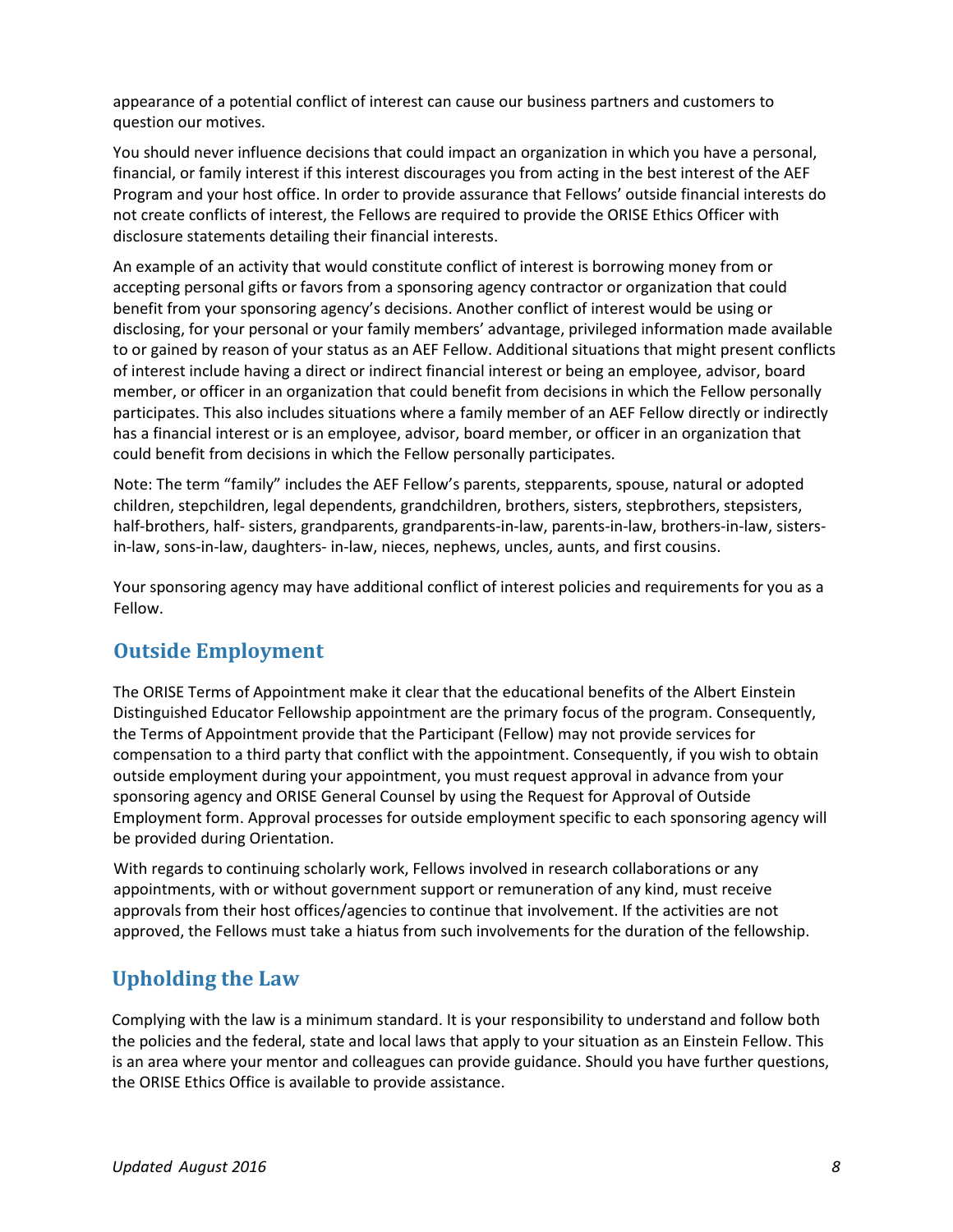appearance of a potential conflict of interest can cause our business partners and customers to question our motives.

You should never influence decisions that could impact an organization in which you have a personal, financial, or family interest if this interest discourages you from acting in the best interest of the AEF Program and your host office. In order to provide assurance that Fellows' outside financial interests do not create conflicts of interest, the Fellows are required to provide the ORISE Ethics Officer with disclosure statements detailing their financial interests.

An example of an activity that would constitute conflict of interest is borrowing money from or accepting personal gifts or favors from a sponsoring agency contractor or organization that could benefit from your sponsoring agency's decisions. Another conflict of interest would be using or disclosing, for your personal or your family members' advantage, privileged information made available to or gained by reason of your status as an AEF Fellow. Additional situations that might present conflicts of interest include having a direct or indirect financial interest or being an employee, advisor, board member, or officer in an organization that could benefit from decisions in which the Fellow personally participates. This also includes situations where a family member of an AEF Fellow directly or indirectly has a financial interest or is an employee, advisor, board member, or officer in an organization that could benefit from decisions in which the Fellow personally participates.

Note: The term "family" includes the AEF Fellow's parents, stepparents, spouse, natural or adopted children, stepchildren, legal dependents, grandchildren, brothers, sisters, stepbrothers, stepsisters, half-brothers, half- sisters, grandparents, grandparents-in-law, parents-in-law, brothers-in-law, sisters-in-law, sons-in-law, daughters- in-law, nieces, nephews, uncles, aunts, and first cousins.

Your sponsoring agency may have additional conflict of interest policies and requirements for you as a Fellow.

## Outside Employment

The ORISE Terms of Appointment make it clear that the educational benefits of the Albert Einstein Distinguished Educator Fellowship appointment are the primary focus of the program. Consequently, the Terms of Appointment provide that the Participant (Fellow) may not provide services for compensation to a third party that conflict with the appointment. Consequently, if you wish to obtain outside employment during your appointment, you must request approval in advance from your sponsoring agency and ORISE General Counsel by using the Request for Approval of Outside Employment form. Approval processes for outside employment specific to each sponsoring agency will be provided during Orientation.

With regards to continuing scholarly work, Fellows involved in research collaborations or any appointments, with or without government support or remuneration of any kind, must receive approvals from their host offices/agencies to continue that involvement. If the activities are not approved, the Fellows must take a hiatus from such involvements for the duration of the fellowship.

## Upholding the Law

Complying with the law is a minimum standard. It is your responsibility to understand and follow both the policies and the federal, state and local laws that apply to your situation as an Einstein Fellow. This is an area where your mentor and colleagues can provide guidance. Should you have further questions, the ORISE Ethics Office is available to provide assistance.